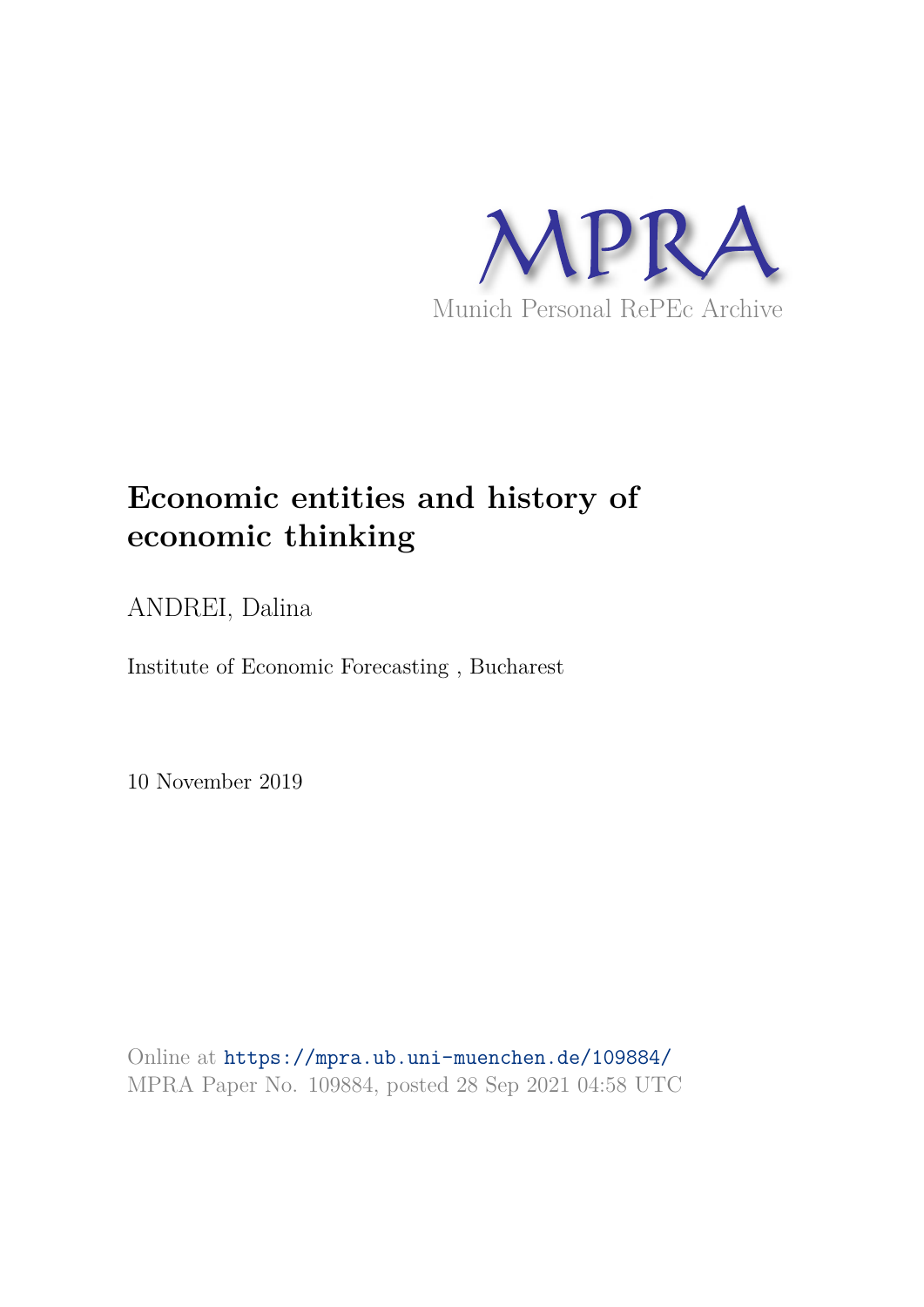MPRA

Munich Personal RePEc Archive

# Economic entities and history of economic thinking

ANDREI, Dalina

Institute of Economic Forecasting , Bucharest

10 November 2019

Online at https://mpra.ub.uni-muenchen.de/109884/
MPRA Paper No. 109884, posted 28 Sep 2021 04:58 UTC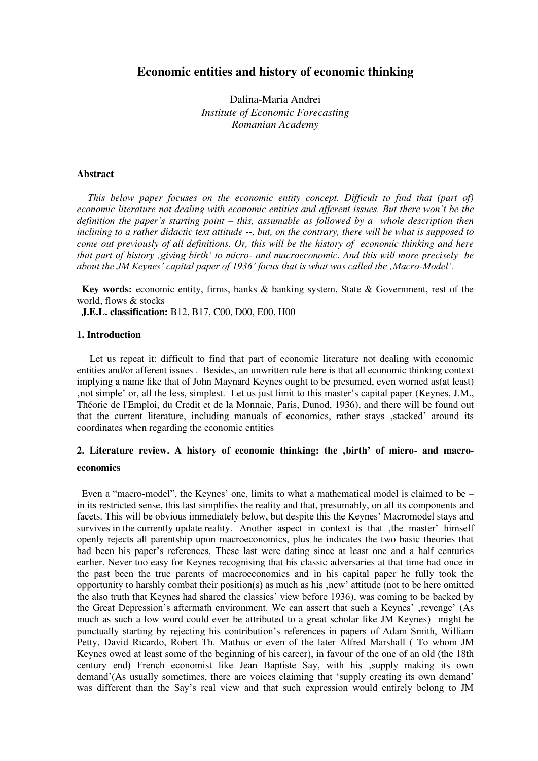# Economic entities and history of economic thinking

Dalina-Maria Andrei
*Institute of Economic Forecasting*
*Romanian Academy*

**Abstract**

*This below paper focuses on the economic entity concept. Difficult to find that (part of) economic literature not dealing with economic entities and afferent issues. But there won't be the definition the paper's starting point – this, assumable as followed by a whole description then inclining to a rather didactic text attitude --, but, on the contrary, there will be what is supposed to come out previously of all definitions. Or, this will be the history of economic thinking and here that part of history ‚giving birth' to micro- and macroeconomic. And this will more precisely be about the JM Keynes' capital paper of 1936' focus that is what was called the ‚Macro-Model'.*

**Key words:** economic entity, firms, banks & banking system, State & Government, rest of the world, flows & stocks

**J.E.L. classification:** B12, B17, C00, D00, E00, H00

## 1. Introduction

Let us repeat it: difficult to find that part of economic literature not dealing with economic entities and/or afferent issues . Besides, an unwritten rule here is that all economic thinking context implying a name like that of John Maynard Keynes ought to be presumed, even worned as(at least) ‚not simple' or, all the less, simplest. Let us just limit to this master's capital paper (Keynes, J.M., Théorie de l'Emploi, du Credit et de la Monnaie, Paris, Dunod, 1936), and there will be found out that the current literature, including manuals of economics, rather stays ‚stacked' around its coordinates when regarding the economic entities

## 2. Literature review. A history of economic thinking: the ‚birth' of micro- and macro-economics

Even a "macro-model", the Keynes' one, limits to what a mathematical model is claimed to be – in its restricted sense, this last simplifies the reality and that, presumably, on all its components and facets. This will be obvious immediately below, but despite this the Keynes' Macromodel stays and survives in the currently update reality. Another aspect in context is that ‚the master' himself openly rejects all parentship upon macroeconomics, plus he indicates the two basic theories that had been his paper's references. These last were dating since at least one and a half centuries earlier. Never too easy for Keynes recognising that his classic adversaries at that time had once in the past been the true parents of macroeconomics and in his capital paper he fully took the opportunity to harshly combat their position(s) as much as his ‚new' attitude (not to be here omitted the also truth that Keynes had shared the classics' view before 1936), was coming to be backed by the Great Depression's aftermath environment. We can assert that such a Keynes' ‚revenge' (As much as such a low word could ever be attributed to a great scholar like JM Keynes) might be punctually starting by rejecting his contribution's references in papers of Adam Smith, William Petty, David Ricardo, Robert Th. Mathus or even of the later Alfred Marshall ( To whom JM Keynes owed at least some of the beginning of his career), in favour of the one of an old (the 18th century end) French economist like Jean Baptiste Say, with his ‚supply making its own demand'(As usually sometimes, there are voices claiming that 'supply creating its own demand' was different than the Say's real view and that such expression would entirely belong to JM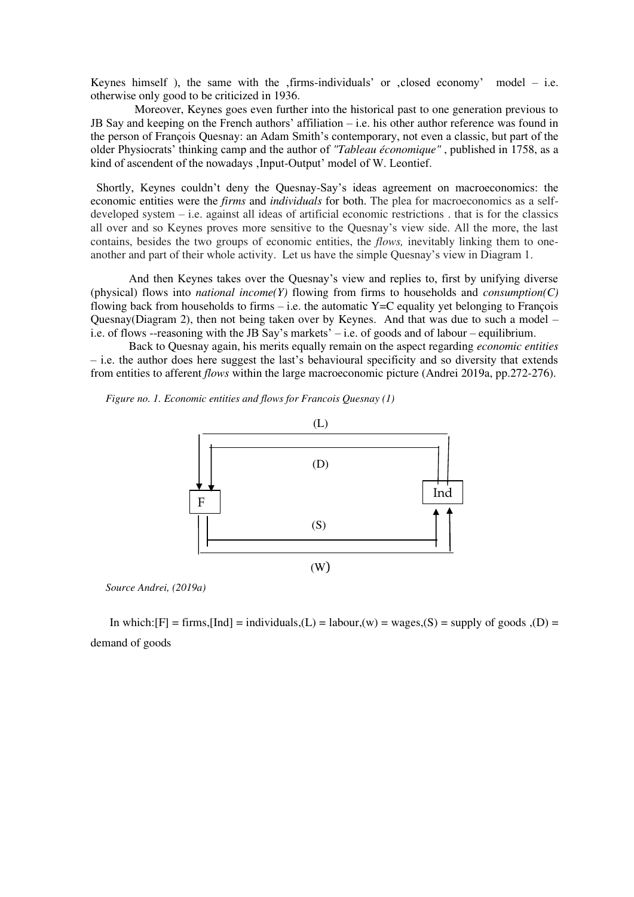Keynes himself ), the same with the ‚firms-individuals' or ‚closed economy' model – i.e. otherwise only good to be criticized in 1936.

Moreover, Keynes goes even further into the historical past to one generation previous to JB Say and keeping on the French authors' affiliation – i.e. his other author reference was found in the person of François Quesnay: an Adam Smith's contemporary, not even a classic, but part of the older Physiocrats' thinking camp and the author of *"Tableau économique"* , published in 1758, as a kind of ascendent of the nowadays ‚Input-Output' model of W. Leontief.

Shortly, Keynes couldn't deny the Quesnay-Say's ideas agreement on macroeconomics: the economic entities were the *firms* and *individuals* for both. The plea for macroeconomics as a self-developed system – i.e. against all ideas of artificial economic restrictions . that is for the classics all over and so Keynes proves more sensitive to the Quesnay's view side. All the more, the last contains, besides the two groups of economic entities, the *flows,* inevitably linking them to one-another and part of their whole activity. Let us have the simple Quesnay's view in Diagram 1.

And then Keynes takes over the Quesnay's view and replies to, first by unifying diverse (physical) flows into *national income(Y)* flowing from firms to households and *consumption(C)* flowing back from households to firms – i.e. the automatic Y=C equality yet belonging to François Quesnay(Diagram 2), then not being taken over by Keynes. And that was due to such a model – i.e. of flows --reasoning with the JB Say's markets' – i.e. of goods and of labour – equilibrium.

Back to Quesnay again, his merits equally remain on the aspect regarding *economic entities* – i.e. the author does here suggest the last's behavioural specificity and so diversity that extends from entities to afferent *flows* within the large macroeconomic picture (Andrei 2019a, pp.272-276).

*Figure no. 1. Economic entities and flows for Francois Quesnay (1)*

(L)

(D)

F

Ind

(S)

(W)

*Source Andrei, (2019a)*

In which:[F] = firms,[Ind] = individuals,(L) = labour,(w) = wages,(S) = supply of goods ,(D) = demand of goods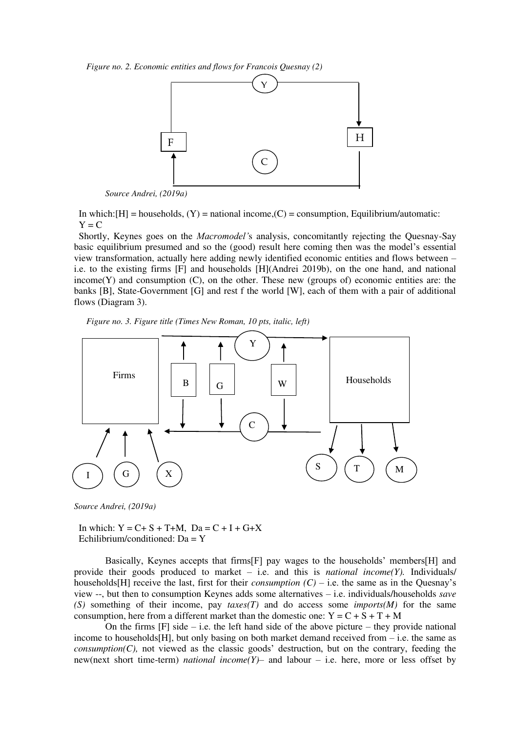*Figure no. 2. Economic entities and flows for Francois Quesnay (2)*

*Source Andrei, (2019a)*

In which:[H] = households, (Y) = national income,(C) = consumption, Equilibrium/automatic: $Y = C$

Shortly, Keynes goes on the *Macromodel'*s analysis, concomitantly rejecting the Quesnay-Say basic equilibrium presumed and so the (good) result here coming then was the model's essential view transformation, actually here adding newly identified economic entities and flows between – i.e. to the existing firms [F] and households [H](Andrei 2019b), on the one hand, and national income(Y) and consumption (C), on the other. These new (groups of) economic entities are: the banks [B], State-Government [G] and rest f the world [W], each of them with a pair of additional flows (Diagram 3).

*Figure no. 3. Figure title (Times New Roman, 10 pts, italic, left)*

*Source Andrei, (2019a)*

In which: $Y = C+ S + T+M$, $Da = C + I + G+X$
Echilibrium/conditioned: $Da = Y$

Basically, Keynes accepts that firms[F] pay wages to the households' members[H] and provide their goods produced to market – i.e. and this is *national income(Y).* Individuals/ households[H] receive the last, first for their *consumption (C)* – i.e. the same as in the Quesnay's view --, but then to consumption Keynes adds some alternatives – i.e. individuals/households *save (S)* something of their income, pay *taxes(T)* and do access some *imports(M)* for the same consumption, here from a different market than the domestic one: $Y = C + S + T + M$

On the firms [F] side – i.e. the left hand side of the above picture – they provide national income to households[H], but only basing on both market demand received from – i.e. the same as *consumption(C),* not viewed as the classic goods' destruction, but on the contrary, feeding the new(next short time-term) *national income(Y)*– and labour – i.e. here, more or less offset by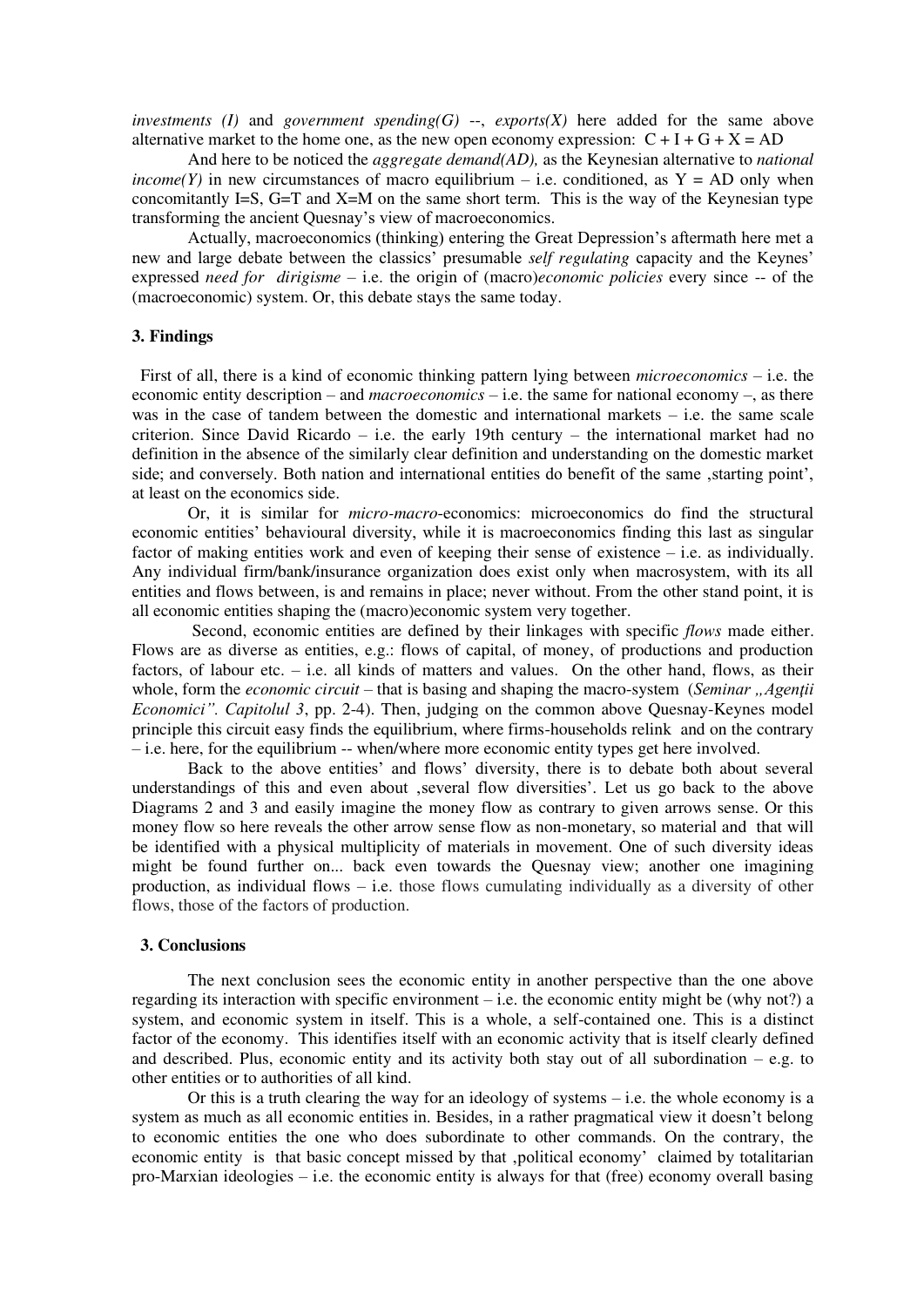*investments (I)* and *government spending(G)* --, *exports(X)* here added for the same above alternative market to the home one, as the new open economy expression: $C + I + G + X = AD$

And here to be noticed the *aggregate demand(AD),* as the Keynesian alternative to *national income(Y)* in new circumstances of macro equilibrium – i.e. conditioned, as $Y = AD$ only when concomitantly $I=S$, $G=T$ and $X=M$ on the same short term. This is the way of the Keynesian type transforming the ancient Quesnay's view of macroeconomics.

Actually, macroeconomics (thinking) entering the Great Depression's aftermath here met a new and large debate between the classics' presumable *self regulating* capacity and the Keynes' expressed *need for dirigisme* – i.e. the origin of (macro)*economic policies* every since -- of the (macroeconomic) system. Or, this debate stays the same today.

### 3. Findings

First of all, there is a kind of economic thinking pattern lying between *microeconomics* – i.e. the economic entity description – and *macroeconomics* – i.e. the same for national economy –, as there was in the case of tandem between the domestic and international markets – i.e. the same scale criterion. Since David Ricardo – i.e. the early 19th century – the international market had no definition in the absence of the similarly clear definition and understanding on the domestic market side; and conversely. Both nation and international entities do benefit of the same ‚starting point', at least on the economics side.

Or, it is similar for *micro-macro*-economics: microeconomics do find the structural economic entities' behavioural diversity, while it is macroeconomics finding this last as singular factor of making entities work and even of keeping their sense of existence – i.e. as individually. Any individual firm/bank/insurance organization does exist only when macrosystem, with its all entities and flows between, is and remains in place; never without. From the other stand point, it is all economic entities shaping the (macro)economic system very together.

Second, economic entities are defined by their linkages with specific *flows* made either. Flows are as diverse as entities, e.g.: flows of capital, of money, of productions and production factors, of labour etc. – i.e. all kinds of matters and values. On the other hand, flows, as their whole, form the *economic circuit* – that is basing and shaping the macro-system (*Seminar „Agenții Economici". Capitolul 3*, pp. 2-4). Then, judging on the common above Quesnay-Keynes model principle this circuit easy finds the equilibrium, where firms-households relink and on the contrary – i.e. here, for the equilibrium -- when/where more economic entity types get here involved.

Back to the above entities' and flows' diversity, there is to debate both about several understandings of this and even about ‚several flow diversities'. Let us go back to the above Diagrams 2 and 3 and easily imagine the money flow as contrary to given arrows sense. Or this money flow so here reveals the other arrow sense flow as non-monetary, so material and that will be identified with a physical multiplicity of materials in movement. One of such diversity ideas might be found further on... back even towards the Quesnay view; another one imagining production, as individual flows – i.e. those flows cumulating individually as a diversity of other flows, those of the factors of production.

### 3. Conclusions

The next conclusion sees the economic entity in another perspective than the one above regarding its interaction with specific environment – i.e. the economic entity might be (why not?) a system, and economic system in itself. This is a whole, a self-contained one. This is a distinct factor of the economy. This identifies itself with an economic activity that is itself clearly defined and described. Plus, economic entity and its activity both stay out of all subordination – e.g. to other entities or to authorities of all kind.

Or this is a truth clearing the way for an ideology of systems – i.e. the whole economy is a system as much as all economic entities in. Besides, in a rather pragmatical view it doesn't belong to economic entities the one who does subordinate to other commands. On the contrary, the economic entity is that basic concept missed by that ‚political economy' claimed by totalitarian pro-Marxian ideologies – i.e. the economic entity is always for that (free) economy overall basing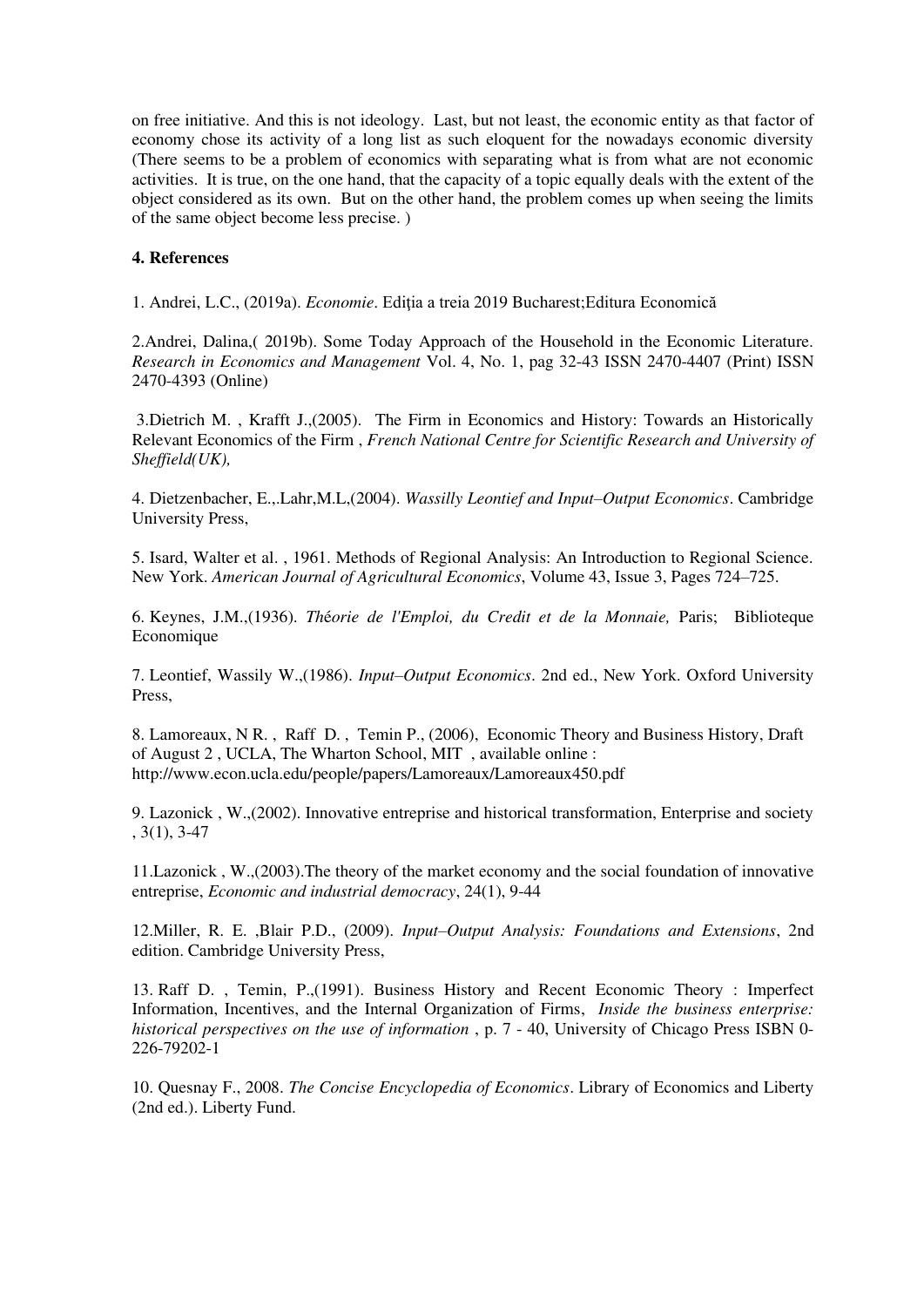on free initiative. And this is not ideology. Last, but not least, the economic entity as that factor of economy chose its activity of a long list as such eloquent for the nowadays economic diversity (There seems to be a problem of economics with separating what is from what are not economic activities. It is true, on the one hand, that the capacity of a topic equally deals with the extent of the object considered as its own. But on the other hand, the problem comes up when seeing the limits of the same object become less precise. )

**4. References**

1. Andrei, L.C., (2019a). *Economie*. Ediţia a treia 2019 Bucharest;Editura Economică

2.Andrei, Dalina,( 2019b). Some Today Approach of the Household in the Economic Literature. *Research in Economics and Management* Vol. 4, No. 1, pag 32-43 ISSN 2470-4407 (Print) ISSN 2470-4393 (Online)

3.Dietrich M. , Krafft J.,(2005). The Firm in Economics and History: Towards an Historically Relevant Economics of the Firm , *French National Centre for Scientific Research and University of Sheffield(UK),*

4. Dietzenbacher, E.,.Lahr,M.L,(2004). *Wassilly Leontief and Input–Output Economics*. Cambridge University Press,

5. Isard, Walter et al. , 1961. Methods of Regional Analysis: An Introduction to Regional Science. New York. *American Journal of Agricultural Economics*, Volume 43, Issue 3, Pages 724–725.

6. Keynes, J.M.,(1936). *Théorie de l'Emploi, du Credit et de la Monnaie,* Paris; Biblioteque Economique

7. Leontief, Wassily W.,(1986). *Input–Output Economics*. 2nd ed., New York. Oxford University Press,

8. Lamoreaux, N R. , Raff D. , Temin P., (2006), Economic Theory and Business History, Draft of August 2 , UCLA, The Wharton School, MIT , available online : http://www.econ.ucla.edu/people/papers/Lamoreaux/Lamoreaux450.pdf

9. Lazonick , W.,(2002). Innovative entreprise and historical transformation, Enterprise and society , 3(1), 3-47

11.Lazonick , W.,(2003).The theory of the market economy and the social foundation of innovative entreprise, *Economic and industrial democracy*, 24(1), 9-44

12.Miller, R. E. ,Blair P.D., (2009). *Input–Output Analysis: Foundations and Extensions*, 2nd edition. Cambridge University Press,

13. Raff D. , Temin, P.,(1991). Business History and Recent Economic Theory : Imperfect Information, Incentives, and the Internal Organization of Firms, *Inside the business enterprise: historical perspectives on the use of information* , p. 7 - 40, University of Chicago Press ISBN 0-226-79202-1

10. Quesnay F., 2008. *The Concise Encyclopedia of Economics*. Library of Economics and Liberty (2nd ed.). Liberty Fund.